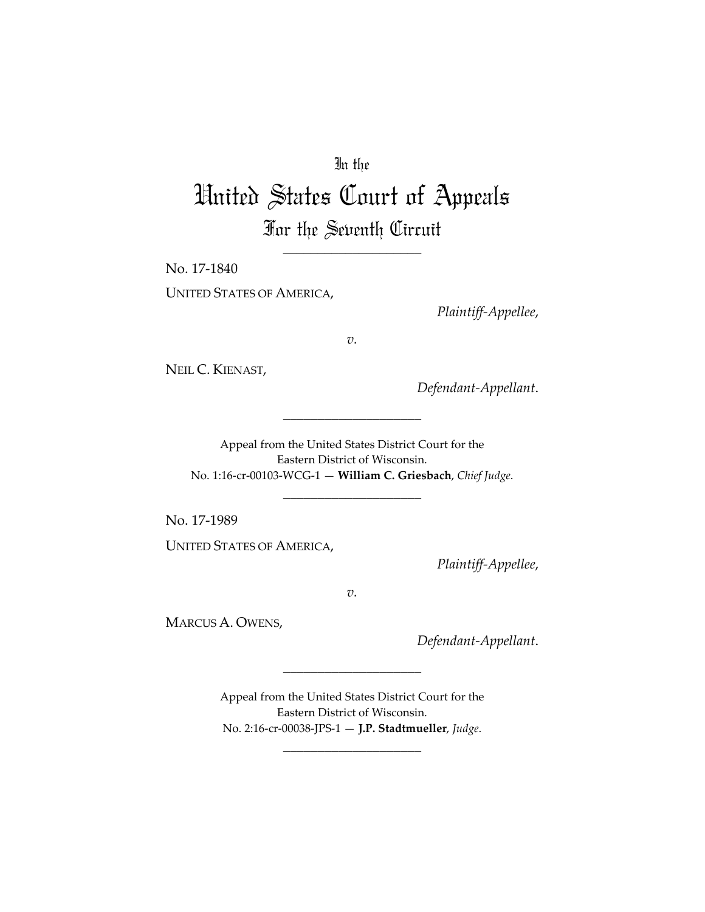In the

# United States Court of Appeals

## For the Seventh Circuit

---

No. 17-1840

UNITED STATES OF AMERICA,

*Plaintiff-Appellee*,

*v.*

NEIL C. KIENAST,

*Defendant-Appellant*.

---

Appeal from the United States District Court for the Eastern District of Wisconsin.
No. 1:16-cr-00103-WCG-1 — **William C. Griesbach**, *Chief Judge*.

---

No. 17-1989

UNITED STATES OF AMERICA,

*Plaintiff-Appellee*,

*v.*

MARCUS A. OWENS,

*Defendant-Appellant*.

---

Appeal from the United States District Court for the Eastern District of Wisconsin.
No. 2:16-cr-00038-JPS-1 — **J.P. Stadtmueller**, *Judge*.

---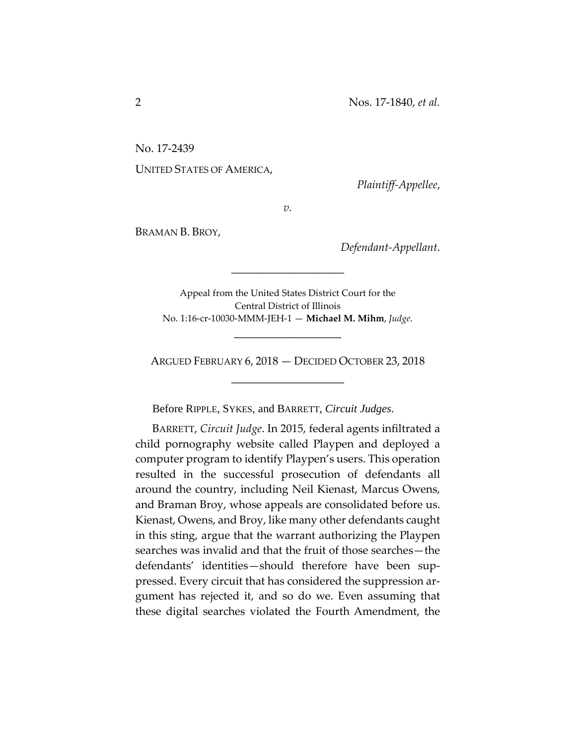No. 17-2439

UNITED STATES OF AMERICA,

*Plaintiff-Appellee*,

*v.*

BRAMAN B. BROY,

*Defendant-Appellant*.

---

Appeal from the United States District Court for the Central District of Illinois
No. 1:16-cr-10030-MMM-JEH-1 — **Michael M. Mihm**, *Judge*.

---

ARGUED FEBRUARY 6, 2018 — DECIDED OCTOBER 23, 2018

---

Before RIPPLE, SYKES, and BARRETT, *Circuit Judges*.

BARRETT, *Circuit Judge*. In 2015, federal agents infiltrated a child pornography website called Playpen and deployed a computer program to identify Playpen's users. This operation resulted in the successful prosecution of defendants all around the country, including Neil Kienast, Marcus Owens, and Braman Broy, whose appeals are consolidated before us. Kienast, Owens, and Broy, like many other defendants caught in this sting, argue that the warrant authorizing the Playpen searches was invalid and that the fruit of those searches—the defendants' identities—should therefore have been suppressed. Every circuit that has considered the suppression argument has rejected it, and so do we. Even assuming that these digital searches violated the Fourth Amendment, the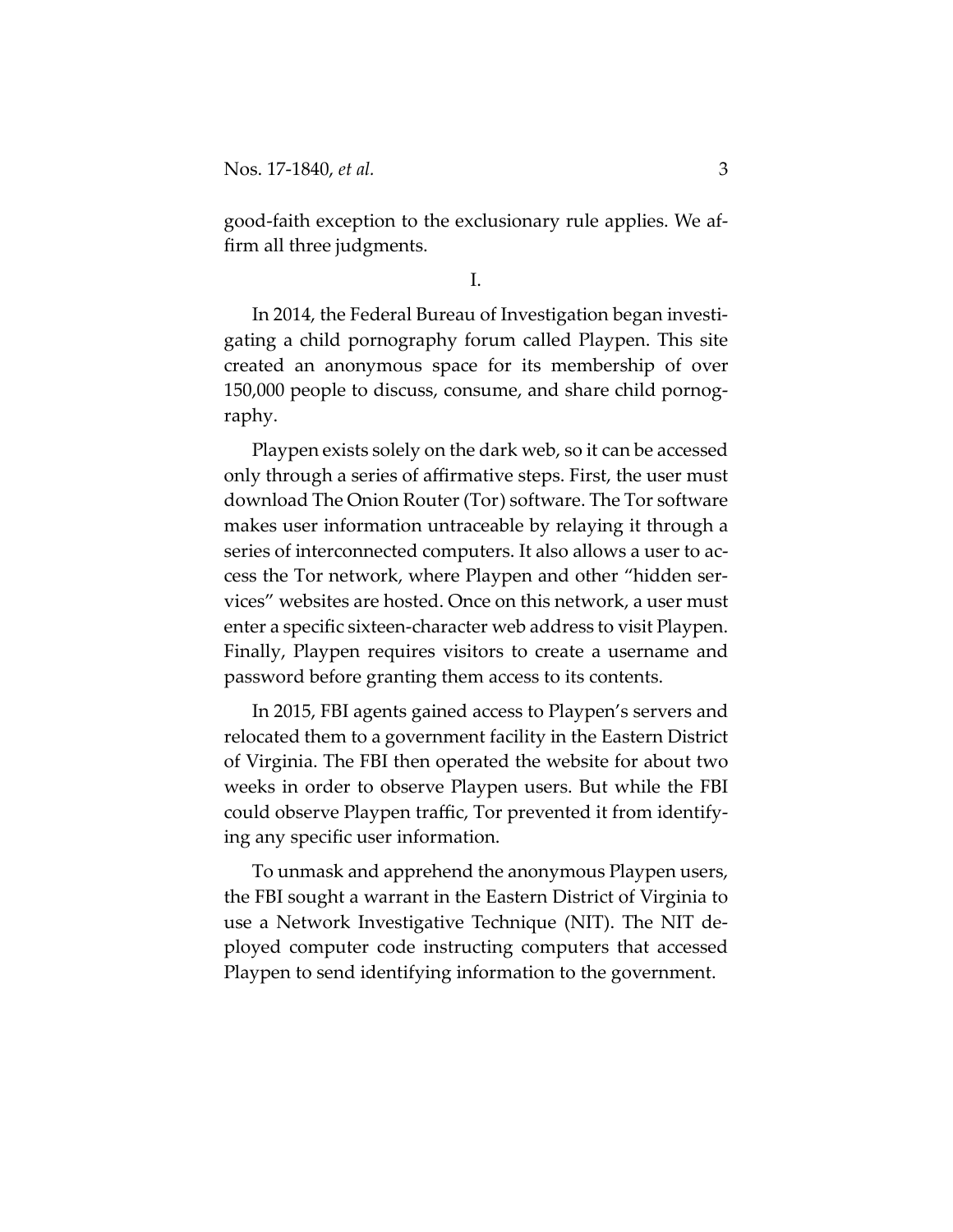good-faith exception to the exclusionary rule applies. We affirm all three judgments.

I.

In 2014, the Federal Bureau of Investigation began investigating a child pornography forum called Playpen. This site created an anonymous space for its membership of over 150,000 people to discuss, consume, and share child pornography.

Playpen exists solely on the dark web, so it can be accessed only through a series of affirmative steps. First, the user must download The Onion Router (Tor) software. The Tor software makes user information untraceable by relaying it through a series of interconnected computers. It also allows a user to access the Tor network, where Playpen and other "hidden services" websites are hosted. Once on this network, a user must enter a specific sixteen-character web address to visit Playpen. Finally, Playpen requires visitors to create a username and password before granting them access to its contents.

In 2015, FBI agents gained access to Playpen's servers and relocated them to a government facility in the Eastern District of Virginia. The FBI then operated the website for about two weeks in order to observe Playpen users. But while the FBI could observe Playpen traffic, Tor prevented it from identifying any specific user information.

To unmask and apprehend the anonymous Playpen users, the FBI sought a warrant in the Eastern District of Virginia to use a Network Investigative Technique (NIT). The NIT deployed computer code instructing computers that accessed Playpen to send identifying information to the government.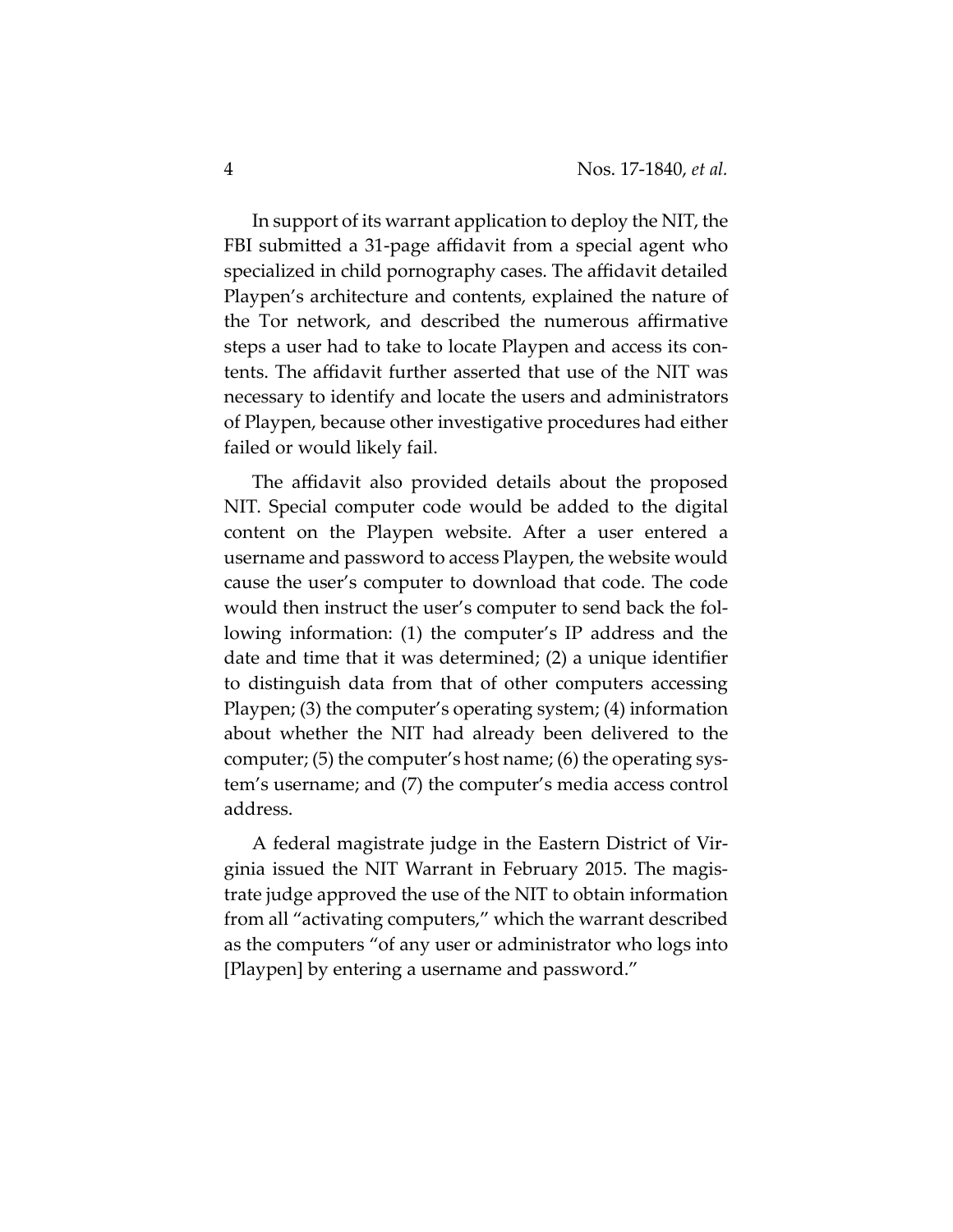In support of its warrant application to deploy the NIT, the FBI submitted a 31-page affidavit from a special agent who specialized in child pornography cases. The affidavit detailed Playpen's architecture and contents, explained the nature of the Tor network, and described the numerous affirmative steps a user had to take to locate Playpen and access its contents. The affidavit further asserted that use of the NIT was necessary to identify and locate the users and administrators of Playpen, because other investigative procedures had either failed or would likely fail.

The affidavit also provided details about the proposed NIT. Special computer code would be added to the digital content on the Playpen website. After a user entered a username and password to access Playpen, the website would cause the user's computer to download that code. The code would then instruct the user's computer to send back the following information: (1) the computer's IP address and the date and time that it was determined; (2) a unique identifier to distinguish data from that of other computers accessing Playpen; (3) the computer's operating system; (4) information about whether the NIT had already been delivered to the computer; (5) the computer's host name; (6) the operating system's username; and (7) the computer's media access control address.

A federal magistrate judge in the Eastern District of Virginia issued the NIT Warrant in February 2015. The magistrate judge approved the use of the NIT to obtain information from all "activating computers," which the warrant described as the computers "of any user or administrator who logs into [Playpen] by entering a username and password."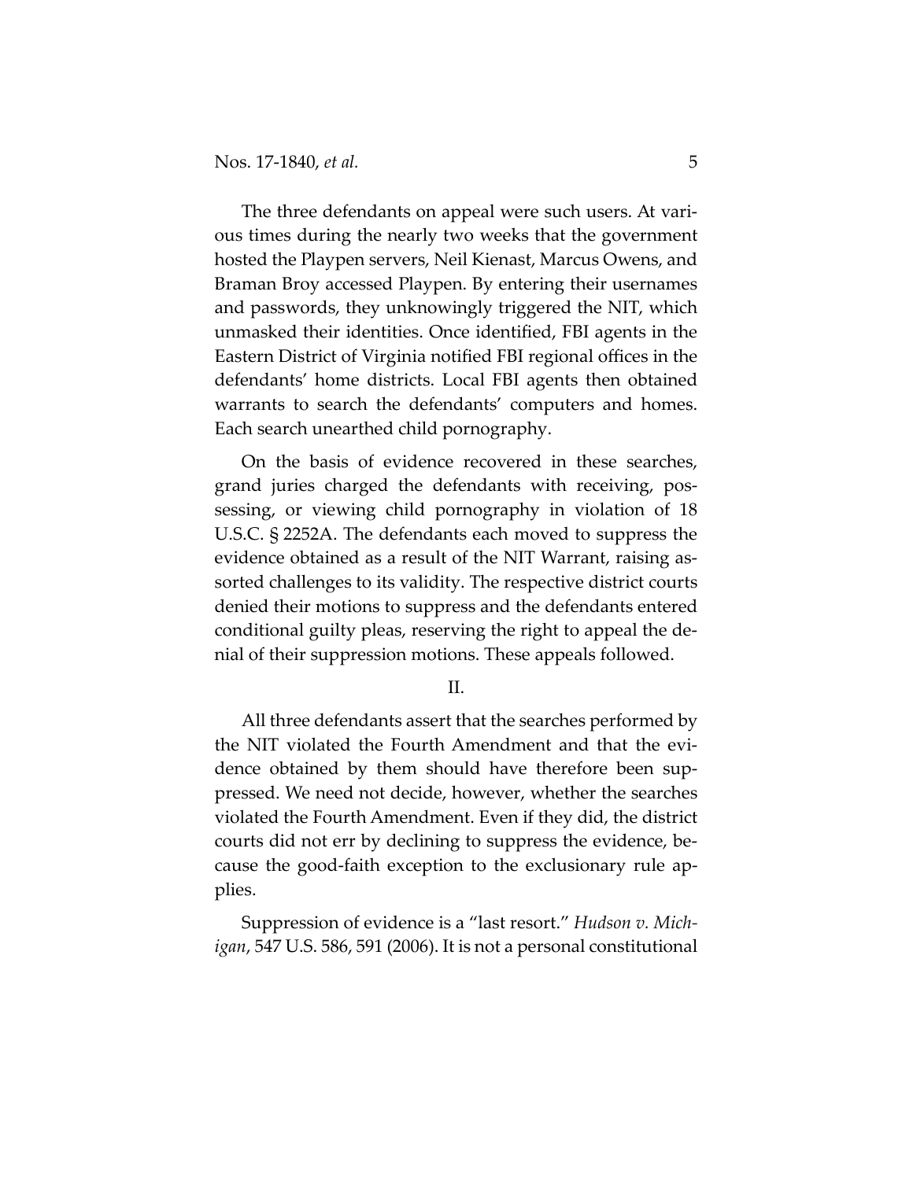The three defendants on appeal were such users. At various times during the nearly two weeks that the government hosted the Playpen servers, Neil Kienast, Marcus Owens, and Braman Broy accessed Playpen. By entering their usernames and passwords, they unknowingly triggered the NIT, which unmasked their identities. Once identified, FBI agents in the Eastern District of Virginia notified FBI regional offices in the defendants' home districts. Local FBI agents then obtained warrants to search the defendants' computers and homes. Each search unearthed child pornography.

On the basis of evidence recovered in these searches, grand juries charged the defendants with receiving, possessing, or viewing child pornography in violation of 18 U.S.C. § 2252A. The defendants each moved to suppress the evidence obtained as a result of the NIT Warrant, raising assorted challenges to its validity. The respective district courts denied their motions to suppress and the defendants entered conditional guilty pleas, reserving the right to appeal the denial of their suppression motions. These appeals followed.

## II.

All three defendants assert that the searches performed by the NIT violated the Fourth Amendment and that the evidence obtained by them should have therefore been suppressed. We need not decide, however, whether the searches violated the Fourth Amendment. Even if they did, the district courts did not err by declining to suppress the evidence, because the good-faith exception to the exclusionary rule applies.

Suppression of evidence is a "last resort." *Hudson v. Michigan*, 547 U.S. 586, 591 (2006). It is not a personal constitutional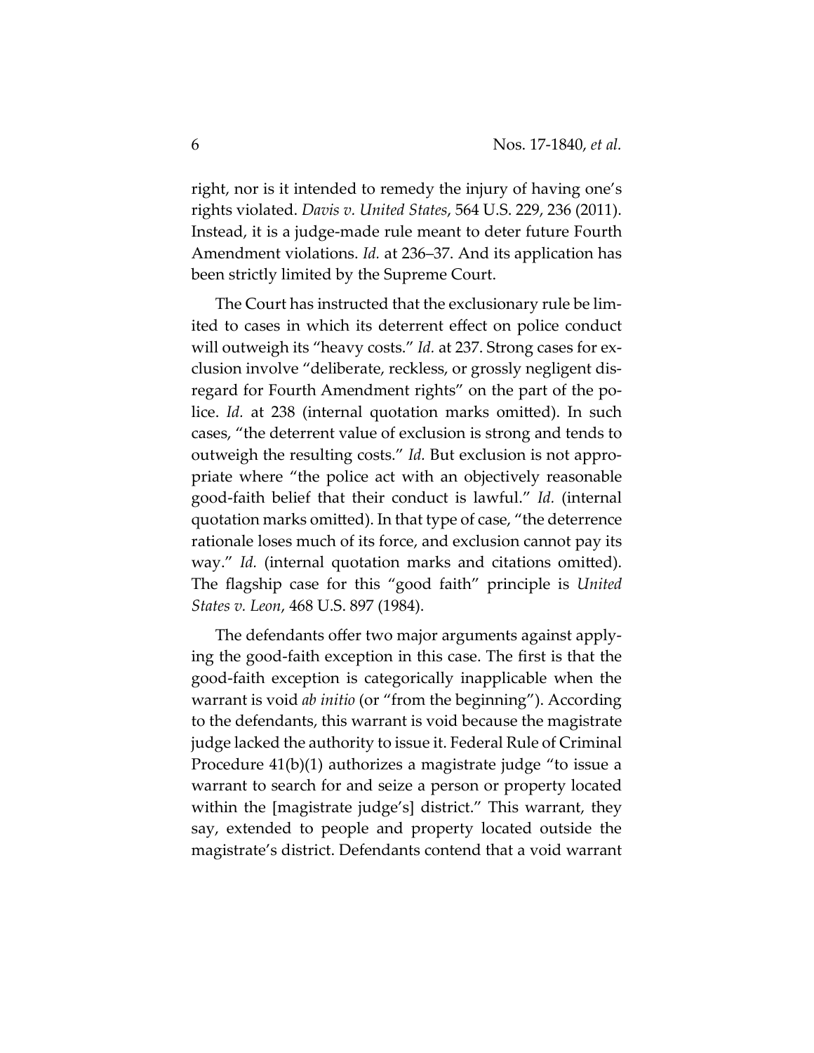right, nor is it intended to remedy the injury of having one's rights violated. *Davis v. United States*, 564 U.S. 229, 236 (2011). Instead, it is a judge-made rule meant to deter future Fourth Amendment violations. *Id.* at 236–37. And its application has been strictly limited by the Supreme Court.

The Court has instructed that the exclusionary rule be limited to cases in which its deterrent effect on police conduct will outweigh its "heavy costs." *Id.* at 237. Strong cases for exclusion involve "deliberate, reckless, or grossly negligent disregard for Fourth Amendment rights" on the part of the police. *Id.* at 238 (internal quotation marks omitted). In such cases, "the deterrent value of exclusion is strong and tends to outweigh the resulting costs." *Id.* But exclusion is not appropriate where "the police act with an objectively reasonable good-faith belief that their conduct is lawful." *Id.* (internal quotation marks omitted). In that type of case, "the deterrence rationale loses much of its force, and exclusion cannot pay its way." *Id.* (internal quotation marks and citations omitted). The flagship case for this "good faith" principle is *United States v. Leon*, 468 U.S. 897 (1984).

The defendants offer two major arguments against applying the good-faith exception in this case. The first is that the good-faith exception is categorically inapplicable when the warrant is void *ab initio* (or "from the beginning"). According to the defendants, this warrant is void because the magistrate judge lacked the authority to issue it. Federal Rule of Criminal Procedure 41(b)(1) authorizes a magistrate judge "to issue a warrant to search for and seize a person or property located within the [magistrate judge's] district." This warrant, they say, extended to people and property located outside the magistrate's district. Defendants contend that a void warrant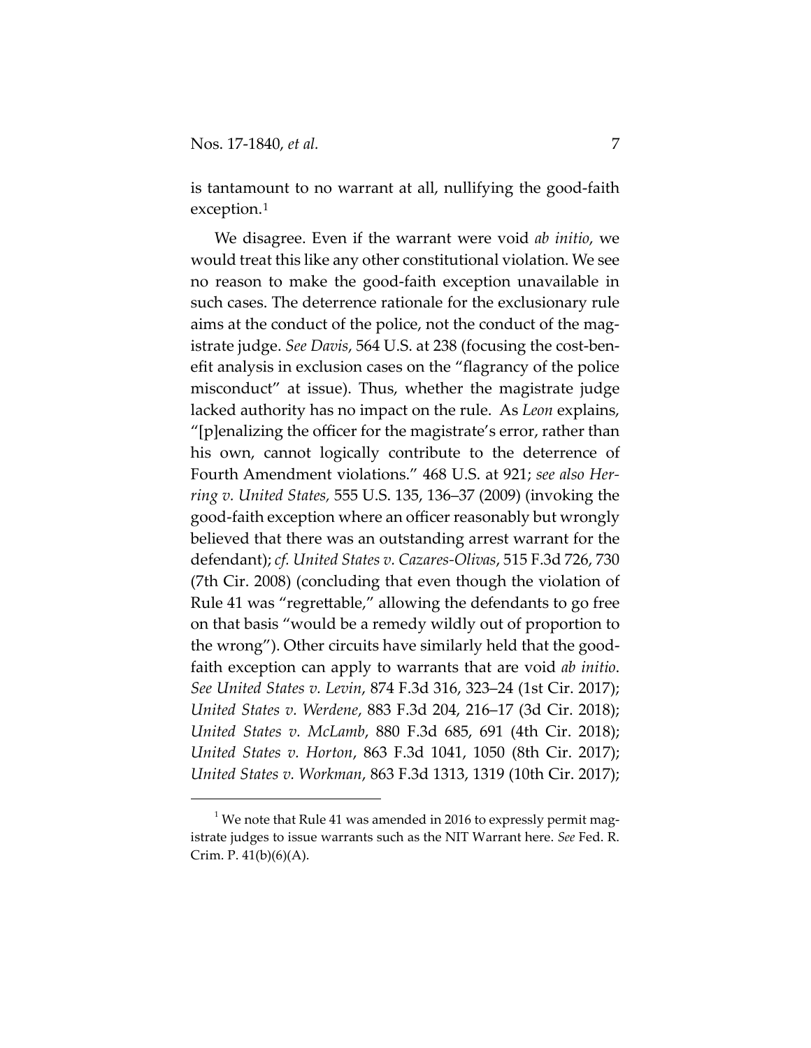is tantamount to no warrant at all, nullifying the good-faith exception.[1]

We disagree. Even if the warrant were void *ab initio*, we would treat this like any other constitutional violation. We see no reason to make the good-faith exception unavailable in such cases. The deterrence rationale for the exclusionary rule aims at the conduct of the police, not the conduct of the magistrate judge. *See Davis*, 564 U.S. at 238 (focusing the cost-benefit analysis in exclusion cases on the "flagrancy of the police misconduct" at issue). Thus, whether the magistrate judge lacked authority has no impact on the rule. As *Leon* explains, "[p]enalizing the officer for the magistrate's error, rather than his own, cannot logically contribute to the deterrence of Fourth Amendment violations." 468 U.S. at 921; *see also Herring v. United States*, 555 U.S. 135, 136–37 (2009) (invoking the good-faith exception where an officer reasonably but wrongly believed that there was an outstanding arrest warrant for the defendant); *cf. United States v. Cazares-Olivas*, 515 F.3d 726, 730 (7th Cir. 2008) (concluding that even though the violation of Rule 41 was "regrettable," allowing the defendants to go free on that basis "would be a remedy wildly out of proportion to the wrong"). Other circuits have similarly held that the good-faith exception can apply to warrants that are void *ab initio*. *See United States v. Levin*, 874 F.3d 316, 323–24 (1st Cir. 2017); *United States v. Werdene*, 883 F.3d 204, 216–17 (3d Cir. 2018); *United States v. McLamb*, 880 F.3d 685, 691 (4th Cir. 2018); *United States v. Horton*, 863 F.3d 1041, 1050 (8th Cir. 2017); *United States v. Workman*, 863 F.3d 1313, 1319 (10th Cir. 2017);

[1] We note that Rule 41 was amended in 2016 to expressly permit magistrate judges to issue warrants such as the NIT Warrant here. *See* Fed. R. Crim. P. 41(b)(6)(A).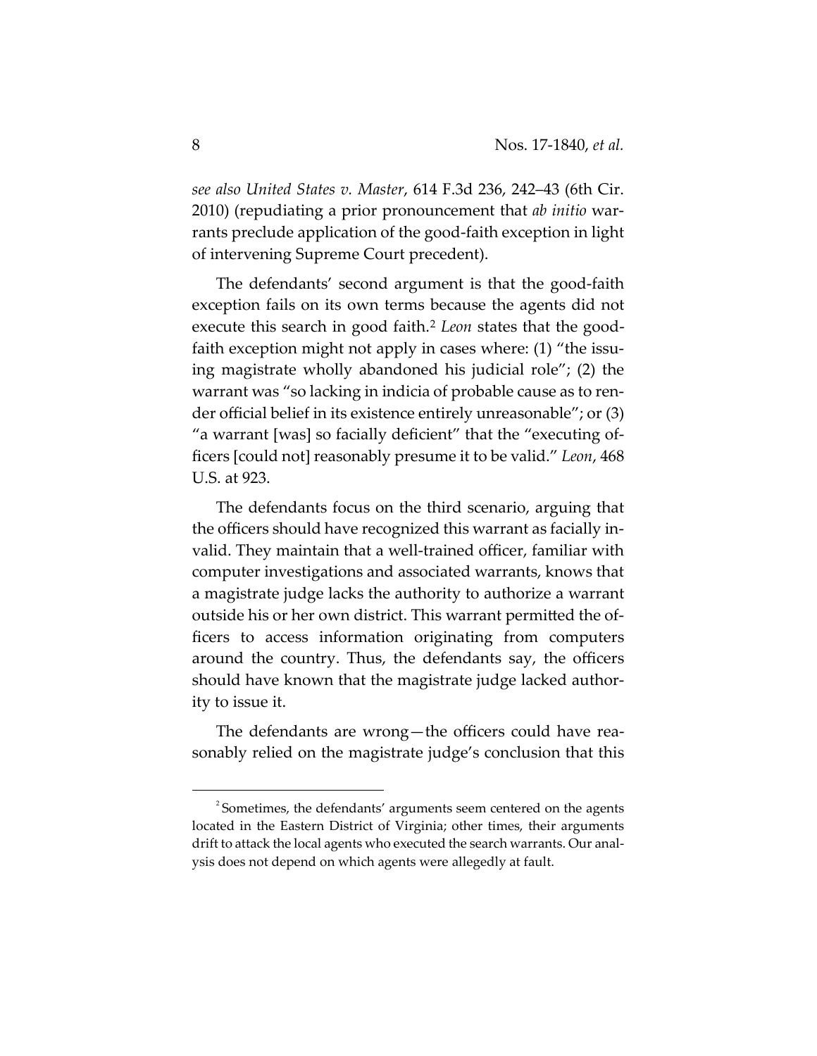*see also United States v. Master*, 614 F.3d 236, 242–43 (6th Cir. 2010) (repudiating a prior pronouncement that *ab initio* warrants preclude application of the good-faith exception in light of intervening Supreme Court precedent).

The defendants' second argument is that the good-faith exception fails on its own terms because the agents did not execute this search in good faith.[2] *Leon* states that the good-faith exception might not apply in cases where: (1) "the issuing magistrate wholly abandoned his judicial role"; (2) the warrant was "so lacking in indicia of probable cause as to render official belief in its existence entirely unreasonable"; or (3) "a warrant [was] so facially deficient" that the "executing officers [could not] reasonably presume it to be valid." *Leon*, 468 U.S. at 923.

The defendants focus on the third scenario, arguing that the officers should have recognized this warrant as facially invalid. They maintain that a well-trained officer, familiar with computer investigations and associated warrants, knows that a magistrate judge lacks the authority to authorize a warrant outside his or her own district. This warrant permitted the officers to access information originating from computers around the country. Thus, the defendants say, the officers should have known that the magistrate judge lacked authority to issue it.

The defendants are wrong—the officers could have reasonably relied on the magistrate judge's conclusion that this

[2] Sometimes, the defendants' arguments seem centered on the agents located in the Eastern District of Virginia; other times, their arguments drift to attack the local agents who executed the search warrants. Our analysis does not depend on which agents were allegedly at fault.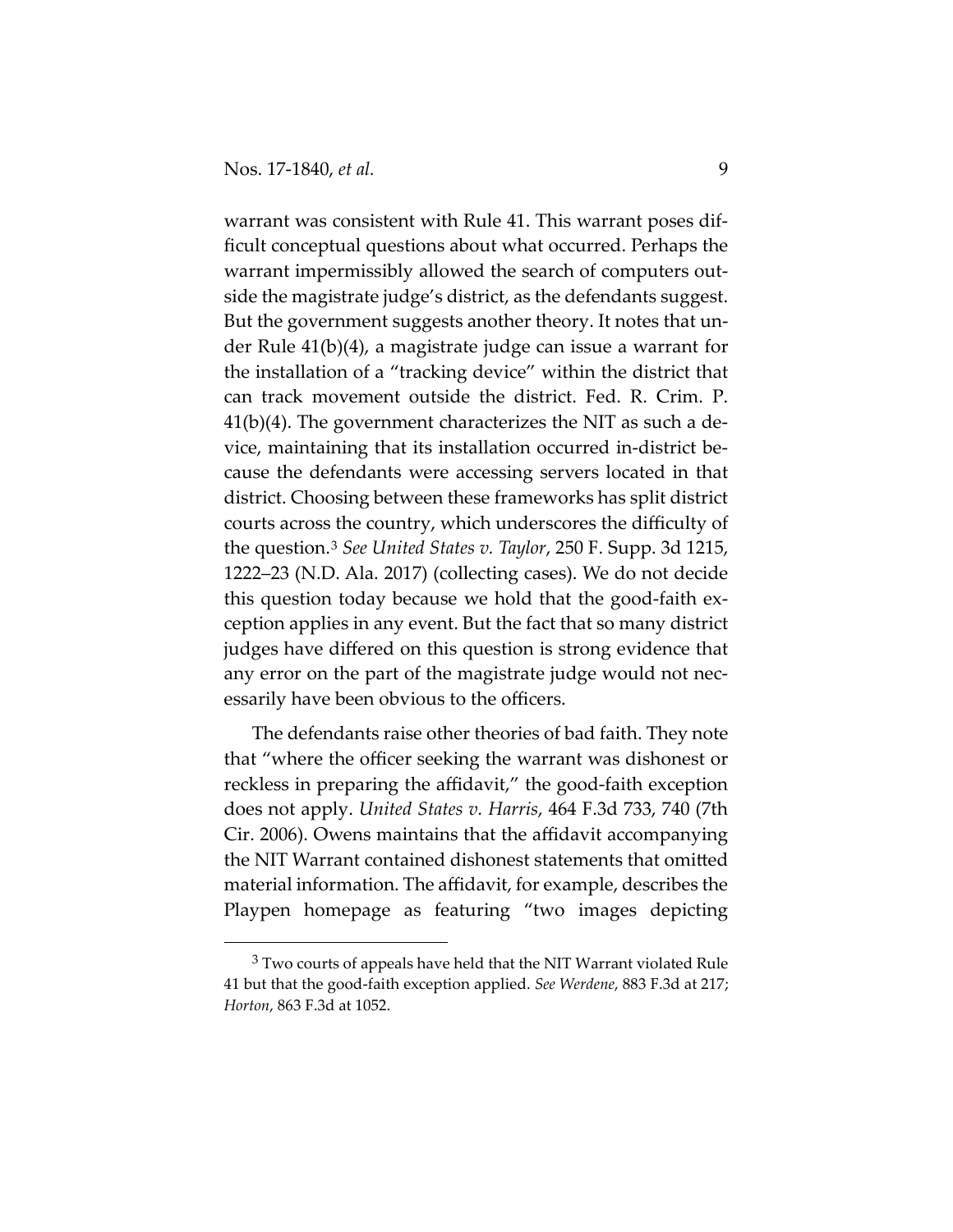warrant was consistent with Rule 41. This warrant poses difficult conceptual questions about what occurred. Perhaps the warrant impermissibly allowed the search of computers outside the magistrate judge's district, as the defendants suggest. But the government suggests another theory. It notes that under Rule 41(b)(4), a magistrate judge can issue a warrant for the installation of a "tracking device" within the district that can track movement outside the district. Fed. R. Crim. P. 41(b)(4). The government characterizes the NIT as such a device, maintaining that its installation occurred in-district because the defendants were accessing servers located in that district. Choosing between these frameworks has split district courts across the country, which underscores the difficulty of the question.[3] *See United States v. Taylor*, 250 F. Supp. 3d 1215, 1222–23 (N.D. Ala. 2017) (collecting cases). We do not decide this question today because we hold that the good-faith exception applies in any event. But the fact that so many district judges have differed on this question is strong evidence that any error on the part of the magistrate judge would not necessarily have been obvious to the officers.

The defendants raise other theories of bad faith. They note that "where the officer seeking the warrant was dishonest or reckless in preparing the affidavit," the good-faith exception does not apply. *United States v. Harris*, 464 F.3d 733, 740 (7th Cir. 2006). Owens maintains that the affidavit accompanying the NIT Warrant contained dishonest statements that omitted material information. The affidavit, for example, describes the Playpen homepage as featuring "two images depicting

[3] Two courts of appeals have held that the NIT Warrant violated Rule 41 but that the good-faith exception applied. *See Werdene*, 883 F.3d at 217; *Horton*, 863 F.3d at 1052.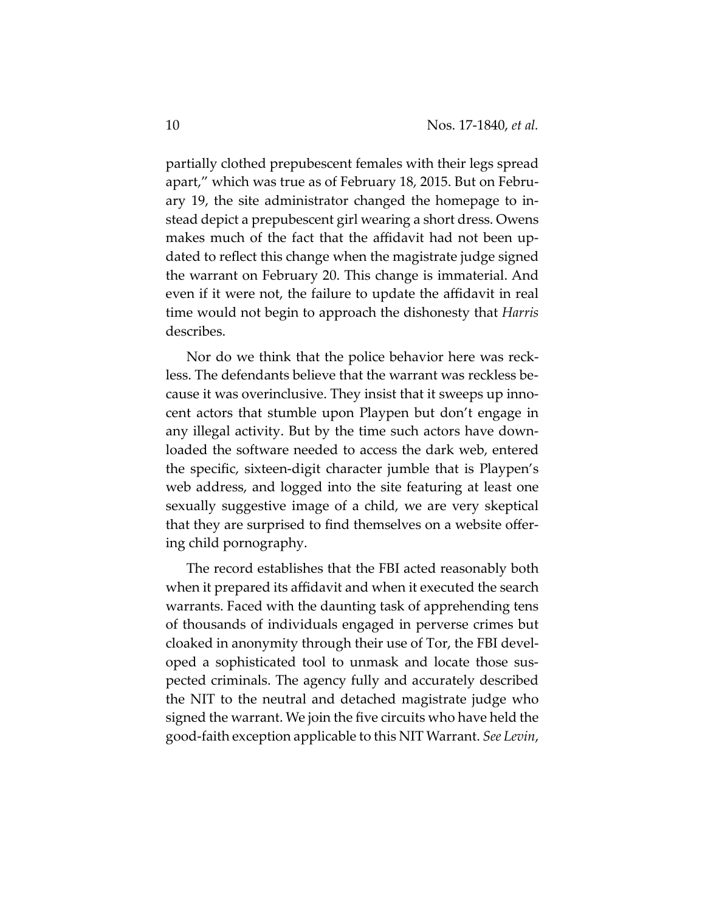partially clothed prepubescent females with their legs spread apart," which was true as of February 18, 2015. But on February 19, the site administrator changed the homepage to instead depict a prepubescent girl wearing a short dress. Owens makes much of the fact that the affidavit had not been updated to reflect this change when the magistrate judge signed the warrant on February 20. This change is immaterial. And even if it were not, the failure to update the affidavit in real time would not begin to approach the dishonesty that *Harris* describes.

Nor do we think that the police behavior here was reckless. The defendants believe that the warrant was reckless because it was overinclusive. They insist that it sweeps up innocent actors that stumble upon Playpen but don't engage in any illegal activity. But by the time such actors have downloaded the software needed to access the dark web, entered the specific, sixteen-digit character jumble that is Playpen's web address, and logged into the site featuring at least one sexually suggestive image of a child, we are very skeptical that they are surprised to find themselves on a website offering child pornography.

The record establishes that the FBI acted reasonably both when it prepared its affidavit and when it executed the search warrants. Faced with the daunting task of apprehending tens of thousands of individuals engaged in perverse crimes but cloaked in anonymity through their use of Tor, the FBI developed a sophisticated tool to unmask and locate those suspected criminals. The agency fully and accurately described the NIT to the neutral and detached magistrate judge who signed the warrant. We join the five circuits who have held the good-faith exception applicable to this NIT Warrant. *See Levin*,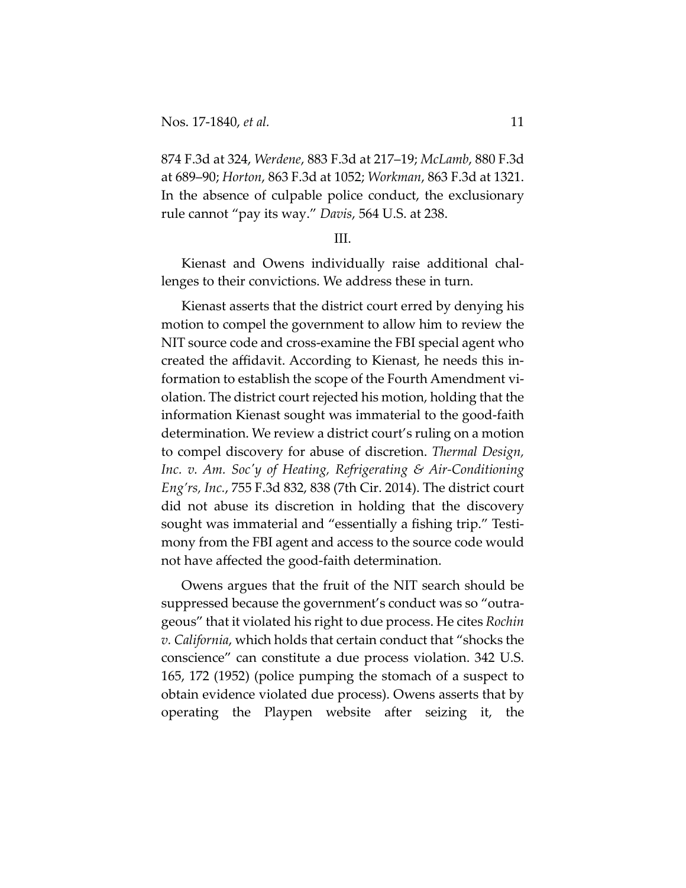874 F.3d at 324, *Werdene*, 883 F.3d at 217–19; *McLamb*, 880 F.3d at 689–90; *Horton*, 863 F.3d at 1052; *Workman*, 863 F.3d at 1321. In the absence of culpable police conduct, the exclusionary rule cannot "pay its way." *Davis*, 564 U.S. at 238.

III.

Kienast and Owens individually raise additional challenges to their convictions. We address these in turn.

Kienast asserts that the district court erred by denying his motion to compel the government to allow him to review the NIT source code and cross-examine the FBI special agent who created the affidavit. According to Kienast, he needs this information to establish the scope of the Fourth Amendment violation. The district court rejected his motion, holding that the information Kienast sought was immaterial to the good-faith determination. We review a district court's ruling on a motion to compel discovery for abuse of discretion. *Thermal Design, Inc. v. Am. Soc'y of Heating, Refrigerating & Air-Conditioning Eng'rs, Inc.*, 755 F.3d 832, 838 (7th Cir. 2014). The district court did not abuse its discretion in holding that the discovery sought was immaterial and "essentially a fishing trip." Testimony from the FBI agent and access to the source code would not have affected the good-faith determination.

Owens argues that the fruit of the NIT search should be suppressed because the government's conduct was so "outrageous" that it violated his right to due process. He cites *Rochin v. California*, which holds that certain conduct that "shocks the conscience" can constitute a due process violation. 342 U.S. 165, 172 (1952) (police pumping the stomach of a suspect to obtain evidence violated due process). Owens asserts that by operating the Playpen website after seizing it, the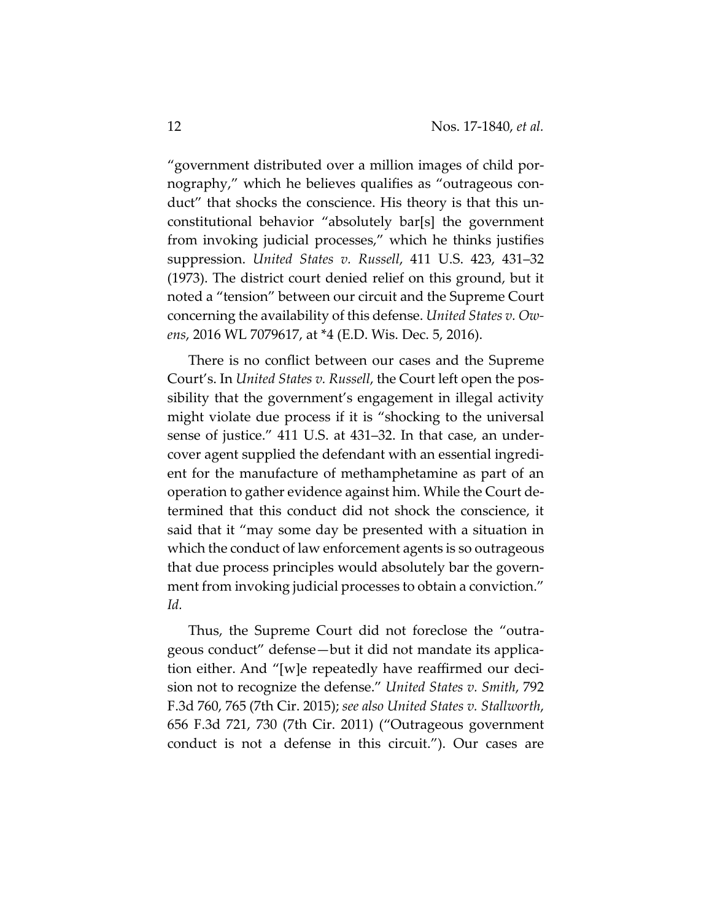"government distributed over a million images of child pornography," which he believes qualifies as "outrageous conduct" that shocks the conscience. His theory is that this unconstitutional behavior "absolutely bar[s] the government from invoking judicial processes," which he thinks justifies suppression. *United States v. Russell*, 411 U.S. 423, 431–32 (1973). The district court denied relief on this ground, but it noted a "tension" between our circuit and the Supreme Court concerning the availability of this defense. *United States v. Owens*, 2016 WL 7079617, at *4 (E.D. Wis. Dec. 5, 2016).

There is no conflict between our cases and the Supreme Court's. In *United States v. Russell*, the Court left open the possibility that the government's engagement in illegal activity might violate due process if it is "shocking to the universal sense of justice." 411 U.S. at 431–32. In that case, an undercover agent supplied the defendant with an essential ingredient for the manufacture of methamphetamine as part of an operation to gather evidence against him. While the Court determined that this conduct did not shock the conscience, it said that it "may some day be presented with a situation in which the conduct of law enforcement agents is so outrageous that due process principles would absolutely bar the government from invoking judicial processes to obtain a conviction." *Id.*

Thus, the Supreme Court did not foreclose the "outrageous conduct" defense—but it did not mandate its application either. And "[w]e repeatedly have reaffirmed our decision not to recognize the defense." *United States v. Smith*, 792 F.3d 760, 765 (7th Cir. 2015); *see also United States v. Stallworth*, 656 F.3d 721, 730 (7th Cir. 2011) ("Outrageous government conduct is not a defense in this circuit."). Our cases are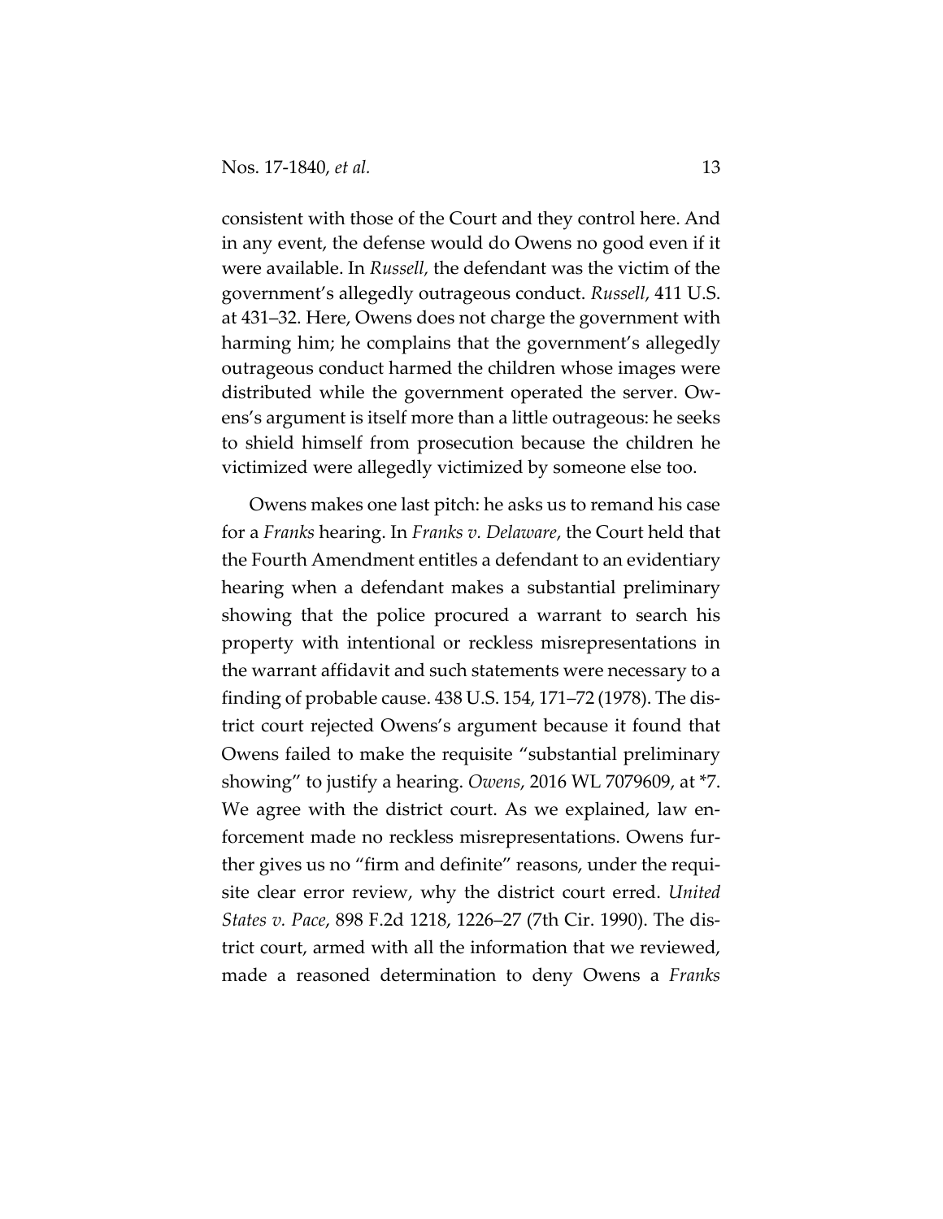consistent with those of the Court and they control here. And in any event, the defense would do Owens no good even if it were available. In *Russell,* the defendant was the victim of the government's allegedly outrageous conduct. *Russell*, 411 U.S. at 431–32. Here, Owens does not charge the government with harming him; he complains that the government's allegedly outrageous conduct harmed the children whose images were distributed while the government operated the server. Owens's argument is itself more than a little outrageous: he seeks to shield himself from prosecution because the children he victimized were allegedly victimized by someone else too.

Owens makes one last pitch: he asks us to remand his case for a *Franks* hearing. In *Franks v. Delaware*, the Court held that the Fourth Amendment entitles a defendant to an evidentiary hearing when a defendant makes a substantial preliminary showing that the police procured a warrant to search his property with intentional or reckless misrepresentations in the warrant affidavit and such statements were necessary to a finding of probable cause. 438 U.S. 154, 171–72 (1978). The district court rejected Owens's argument because it found that Owens failed to make the requisite "substantial preliminary showing" to justify a hearing. *Owens*, 2016 WL 7079609, at *7. We agree with the district court. As we explained, law enforcement made no reckless misrepresentations. Owens further gives us no "firm and definite" reasons, under the requisite clear error review, why the district court erred. *United States v. Pace*, 898 F.2d 1218, 1226–27 (7th Cir. 1990). The district court, armed with all the information that we reviewed, made a reasoned determination to deny Owens a *Franks*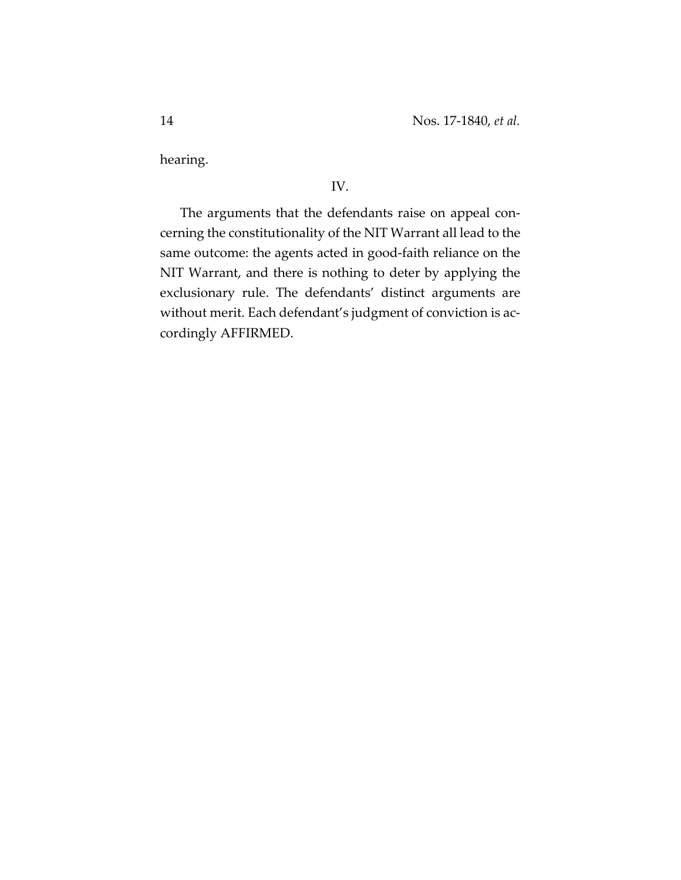hearing.

## IV.

The arguments that the defendants raise on appeal concerning the constitutionality of the NIT Warrant all lead to the same outcome: the agents acted in good-faith reliance on the NIT Warrant, and there is nothing to deter by applying the exclusionary rule. The defendants' distinct arguments are without merit. Each defendant's judgment of conviction is accordingly AFFIRMED.